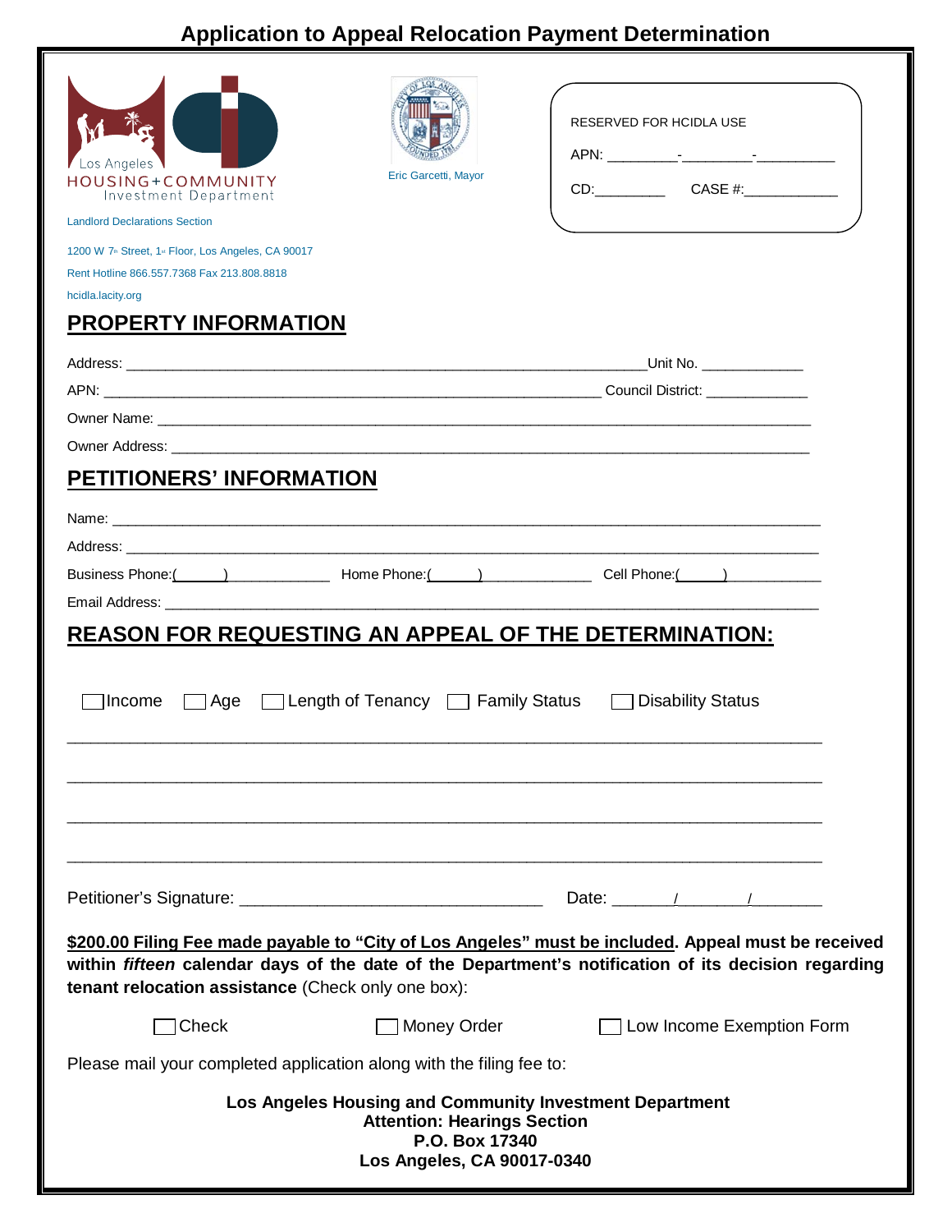# Application to Appeal Relocation Payment Determination

Los Angeles
HOUSING+COMMUNITY
Investment Department

Landlord Declarations Section

1200 W 7th Street, 1st Floor, Los Angeles, CA 90017
Rent Hotline 866.557.7368 Fax 213.808.8818
hcidla.lacity.org

Eric Garcetti, Mayor

RESERVED FOR HCIDLA USE

APN: _________-_________-__________

CD:_________ CASE #:____________

## PROPERTY INFORMATION

Address: ________________________________________________________________Unit No. _____________

APN: ______________________________________________________________ Council District: _____________

Owner Name: ________________________________________________________________________________

Owner Address: ______________________________________________________________________________

## PETITIONERS' INFORMATION

Name: _____________________________________________________________________________________

Address: ___________________________________________________________________________________

Business Phone:(______)_____________ Home Phone:(______)_____________ Cell Phone:(______)___________

Email Address: _______________________________________________________________________________

## REASON FOR REQUESTING AN APPEAL OF THE DETERMINATION:

☐ Income ☐ Age ☐ Length of Tenancy ☐ Family Status ☐ Disability Status

___________________________________________________________________________________________

___________________________________________________________________________________________

___________________________________________________________________________________________

___________________________________________________________________________________________

Petitioner's Signature: __________________________________ Date: ______/_______/_______

**$200.00 Filing Fee made payable to "City of Los Angeles" must be included. Appeal must be received within *fifteen* calendar days of the date of the Department's notification of its decision regarding tenant relocation assistance** (Check only one box):

☐ Check ☐ Money Order ☐ Low Income Exemption Form

Please mail your completed application along with the filing fee to:

**Los Angeles Housing and Community Investment Department**
**Attention: Hearings Section**
**P.O. Box 17340**
**Los Angeles, CA 90017-0340**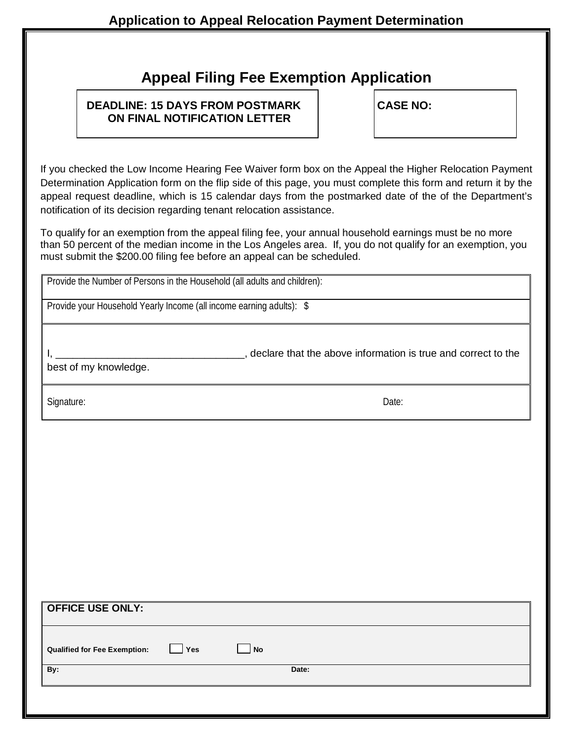# Application to Appeal Relocation Payment Determination

## Appeal Filing Fee Exemption Application

| | |
|---|---|
| **DEADLINE: 15 DAYS FROM POSTMARK ON FINAL NOTIFICATION LETTER** | **CASE NO:** |

If you checked the Low Income Hearing Fee Waiver form box on the Appeal the Higher Relocation Payment Determination Application form on the flip side of this page, you must complete this form and return it by the appeal request deadline, which is 15 calendar days from the postmarked date of the of the Department's notification of its decision regarding tenant relocation assistance.

To qualify for an exemption from the appeal filing fee, your annual household earnings must be no more than 50 percent of the median income in the Los Angeles area. If, you do not qualify for an exemption, you must submit the $200.00 filing fee before an appeal can be scheduled.

| | |
|---|---|
| Provide the Number of Persons in the Household (all adults and children): | |
| Provide your Household Yearly Income (all income earning adults): $ | |
| I, ________________________________, declare that the above information is true and correct to the best of my knowledge. | |
| Signature: | Date: |

| | | |
|---|---|---|
| **OFFICE USE ONLY:** | | |
| **Qualified for Fee Exemption:** | ☐ **Yes** | ☐ **No** |
| **By:** | | **Date:** |